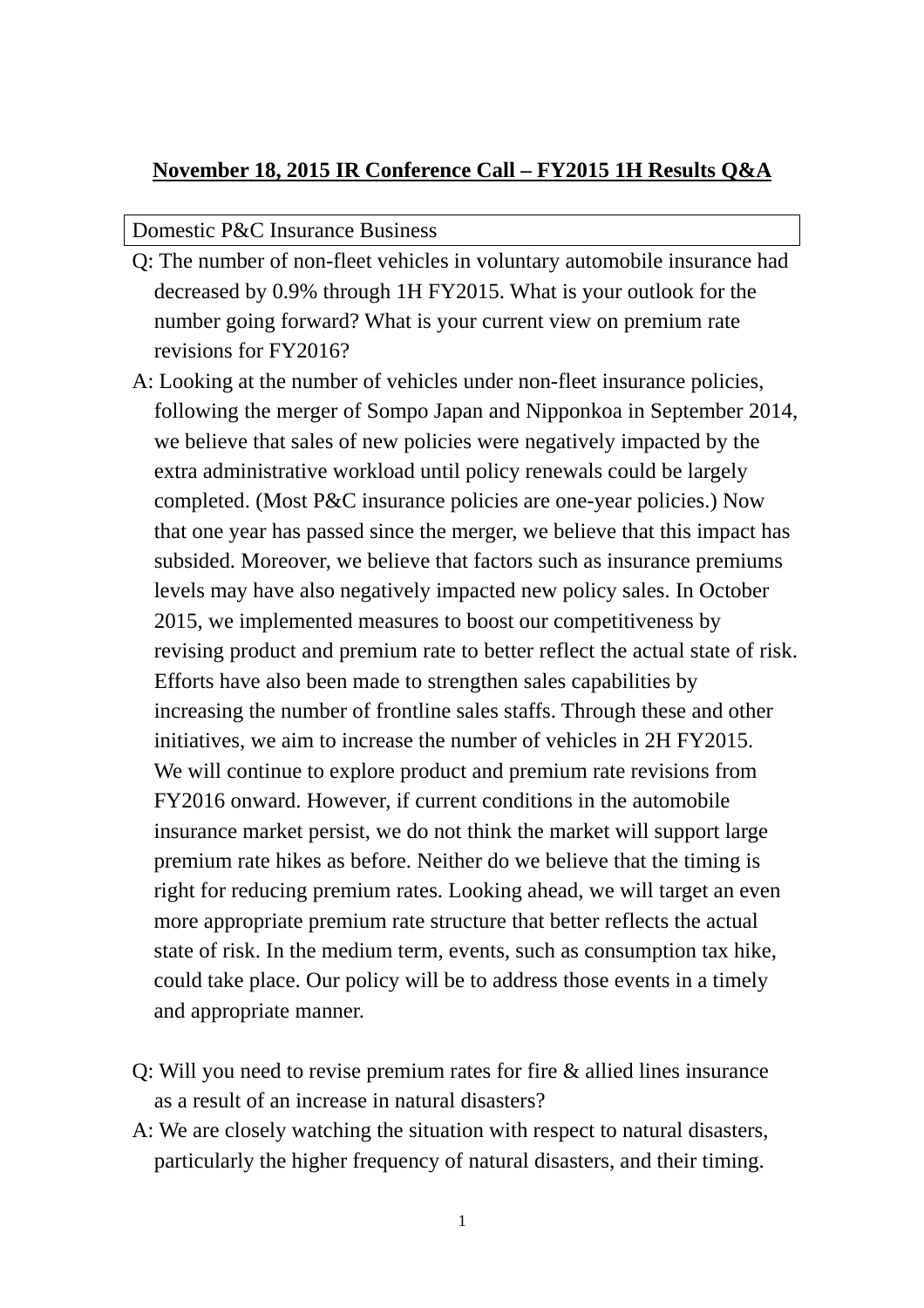**November 18, 2015 IR Conference Call – FY2015 1H Results Q&A**

| Domestic P&C Insurance Business |
|---|

Q: The number of non-fleet vehicles in voluntary automobile insurance had decreased by 0.9% through 1H FY2015. What is your outlook for the number going forward? What is your current view on premium rate revisions for FY2016?

A: Looking at the number of vehicles under non-fleet insurance policies, following the merger of Sompo Japan and Nipponkoa in September 2014, we believe that sales of new policies were negatively impacted by the extra administrative workload until policy renewals could be largely completed. (Most P&C insurance policies are one-year policies.) Now that one year has passed since the merger, we believe that this impact has subsided. Moreover, we believe that factors such as insurance premiums levels may have also negatively impacted new policy sales. In October 2015, we implemented measures to boost our competitiveness by revising product and premium rate to better reflect the actual state of risk. Efforts have also been made to strengthen sales capabilities by increasing the number of frontline sales staffs. Through these and other initiatives, we aim to increase the number of vehicles in 2H FY2015.
We will continue to explore product and premium rate revisions from FY2016 onward. However, if current conditions in the automobile insurance market persist, we do not think the market will support large premium rate hikes as before. Neither do we believe that the timing is right for reducing premium rates. Looking ahead, we will target an even more appropriate premium rate structure that better reflects the actual state of risk. In the medium term, events, such as consumption tax hike, could take place. Our policy will be to address those events in a timely and appropriate manner.

Q: Will you need to revise premium rates for fire & allied lines insurance as a result of an increase in natural disasters?

A: We are closely watching the situation with respect to natural disasters, particularly the higher frequency of natural disasters, and their timing.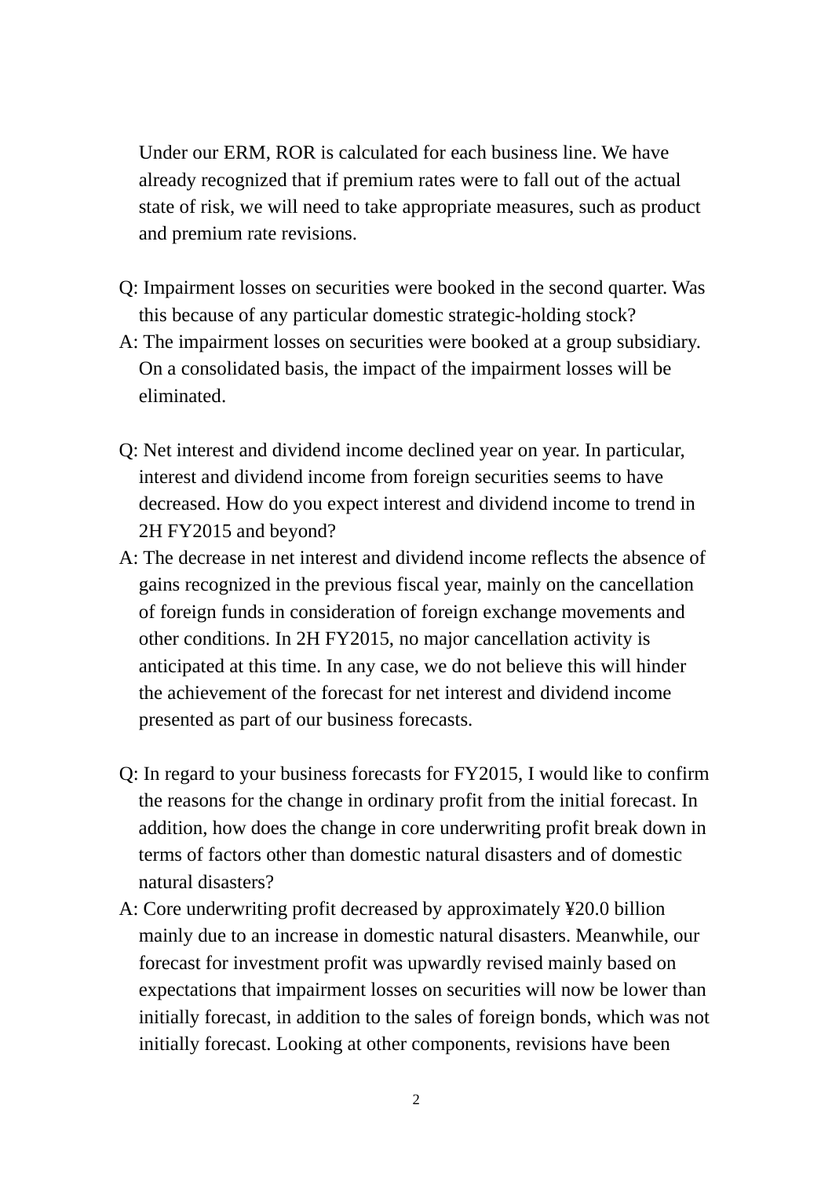Under our ERM, ROR is calculated for each business line. We have already recognized that if premium rates were to fall out of the actual state of risk, we will need to take appropriate measures, such as product and premium rate revisions.

Q: Impairment losses on securities were booked in the second quarter. Was this because of any particular domestic strategic-holding stock?

A: The impairment losses on securities were booked at a group subsidiary. On a consolidated basis, the impact of the impairment losses will be eliminated.

Q: Net interest and dividend income declined year on year. In particular, interest and dividend income from foreign securities seems to have decreased. How do you expect interest and dividend income to trend in 2H FY2015 and beyond?

A: The decrease in net interest and dividend income reflects the absence of gains recognized in the previous fiscal year, mainly on the cancellation of foreign funds in consideration of foreign exchange movements and other conditions. In 2H FY2015, no major cancellation activity is anticipated at this time. In any case, we do not believe this will hinder the achievement of the forecast for net interest and dividend income presented as part of our business forecasts.

Q: In regard to your business forecasts for FY2015, I would like to confirm the reasons for the change in ordinary profit from the initial forecast. In addition, how does the change in core underwriting profit break down in terms of factors other than domestic natural disasters and of domestic natural disasters?

A: Core underwriting profit decreased by approximately ¥20.0 billion mainly due to an increase in domestic natural disasters. Meanwhile, our forecast for investment profit was upwardly revised mainly based on expectations that impairment losses on securities will now be lower than initially forecast, in addition to the sales of foreign bonds, which was not initially forecast. Looking at other components, revisions have been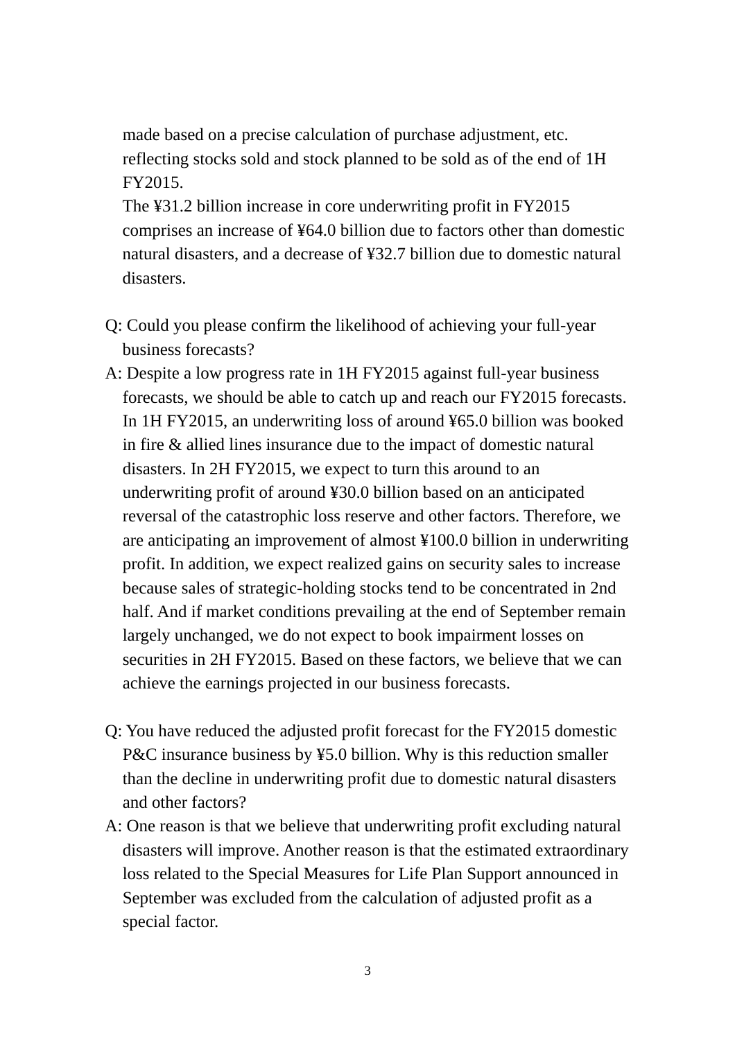made based on a precise calculation of purchase adjustment, etc. reflecting stocks sold and stock planned to be sold as of the end of 1H FY2015.

The ¥31.2 billion increase in core underwriting profit in FY2015 comprises an increase of ¥64.0 billion due to factors other than domestic natural disasters, and a decrease of ¥32.7 billion due to domestic natural disasters.

Q: Could you please confirm the likelihood of achieving your full-year business forecasts?

A: Despite a low progress rate in 1H FY2015 against full-year business forecasts, we should be able to catch up and reach our FY2015 forecasts. In 1H FY2015, an underwriting loss of around ¥65.0 billion was booked in fire & allied lines insurance due to the impact of domestic natural disasters. In 2H FY2015, we expect to turn this around to an underwriting profit of around ¥30.0 billion based on an anticipated reversal of the catastrophic loss reserve and other factors. Therefore, we are anticipating an improvement of almost ¥100.0 billion in underwriting profit. In addition, we expect realized gains on security sales to increase because sales of strategic-holding stocks tend to be concentrated in 2nd half. And if market conditions prevailing at the end of September remain largely unchanged, we do not expect to book impairment losses on securities in 2H FY2015. Based on these factors, we believe that we can achieve the earnings projected in our business forecasts.

Q: You have reduced the adjusted profit forecast for the FY2015 domestic P&C insurance business by ¥5.0 billion. Why is this reduction smaller than the decline in underwriting profit due to domestic natural disasters and other factors?

A: One reason is that we believe that underwriting profit excluding natural disasters will improve. Another reason is that the estimated extraordinary loss related to the Special Measures for Life Plan Support announced in September was excluded from the calculation of adjusted profit as a special factor.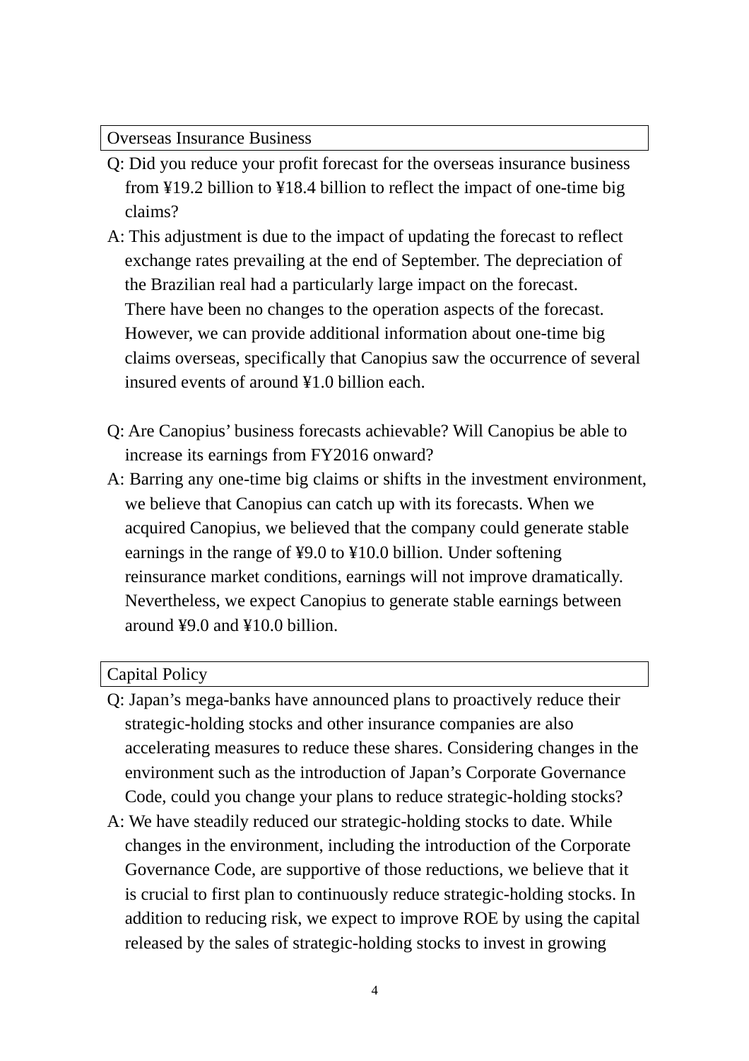## Overseas Insurance Business

Q: Did you reduce your profit forecast for the overseas insurance business from ¥19.2 billion to ¥18.4 billion to reflect the impact of one-time big claims?

A: This adjustment is due to the impact of updating the forecast to reflect exchange rates prevailing at the end of September. The depreciation of the Brazilian real had a particularly large impact on the forecast. There have been no changes to the operation aspects of the forecast. However, we can provide additional information about one-time big claims overseas, specifically that Canopius saw the occurrence of several insured events of around ¥1.0 billion each.

Q: Are Canopius' business forecasts achievable? Will Canopius be able to increase its earnings from FY2016 onward?

A: Barring any one-time big claims or shifts in the investment environment, we believe that Canopius can catch up with its forecasts. When we acquired Canopius, we believed that the company could generate stable earnings in the range of ¥9.0 to ¥10.0 billion. Under softening reinsurance market conditions, earnings will not improve dramatically. Nevertheless, we expect Canopius to generate stable earnings between around ¥9.0 and ¥10.0 billion.

## Capital Policy

Q: Japan's mega-banks have announced plans to proactively reduce their strategic-holding stocks and other insurance companies are also accelerating measures to reduce these shares. Considering changes in the environment such as the introduction of Japan's Corporate Governance Code, could you change your plans to reduce strategic-holding stocks?

A: We have steadily reduced our strategic-holding stocks to date. While changes in the environment, including the introduction of the Corporate Governance Code, are supportive of those reductions, we believe that it is crucial to first plan to continuously reduce strategic-holding stocks. In addition to reducing risk, we expect to improve ROE by using the capital released by the sales of strategic-holding stocks to invest in growing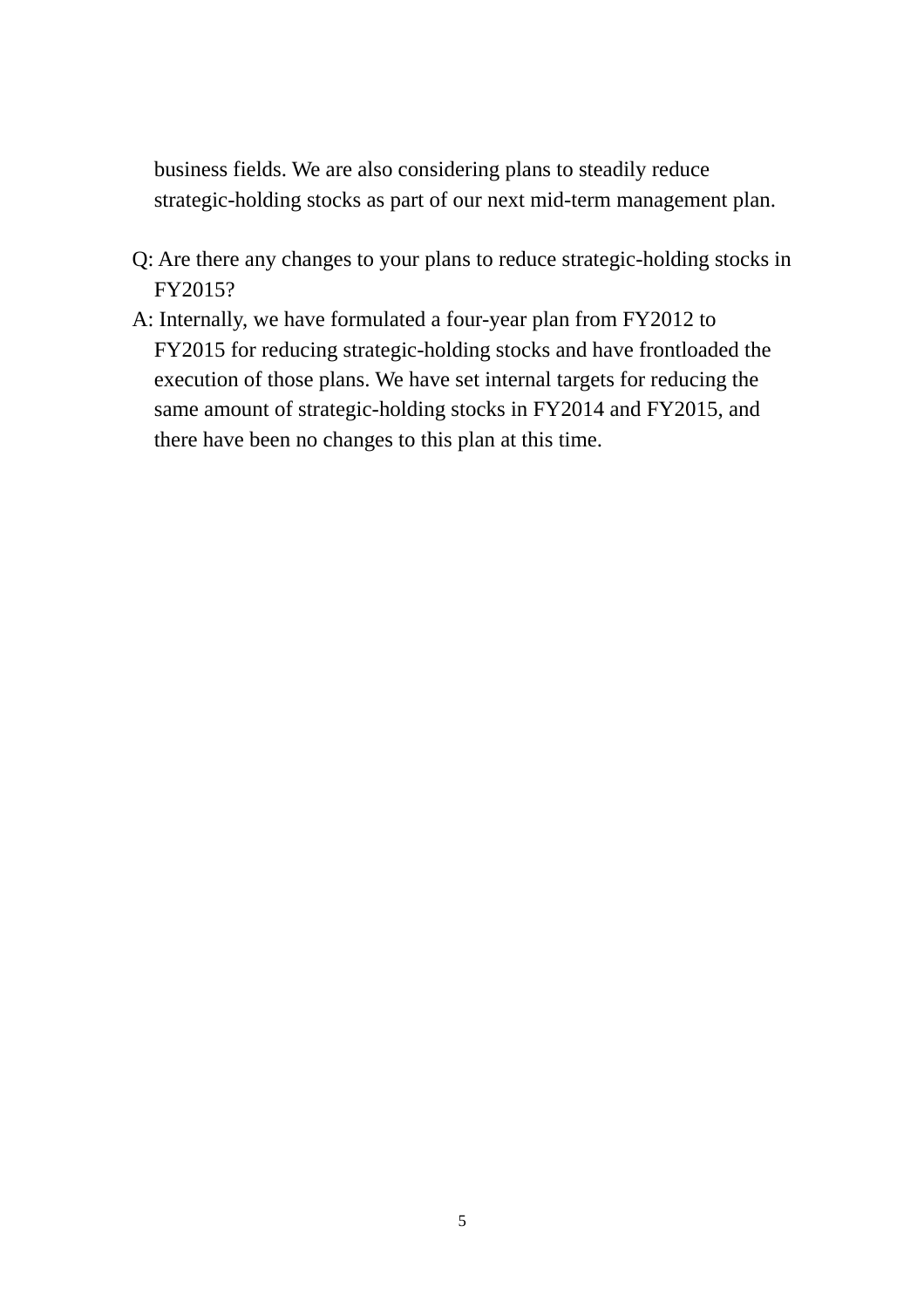business fields. We are also considering plans to steadily reduce strategic-holding stocks as part of our next mid-term management plan.

Q: Are there any changes to your plans to reduce strategic-holding stocks in FY2015?

A: Internally, we have formulated a four-year plan from FY2012 to FY2015 for reducing strategic-holding stocks and have frontloaded the execution of those plans. We have set internal targets for reducing the same amount of strategic-holding stocks in FY2014 and FY2015, and there have been no changes to this plan at this time.